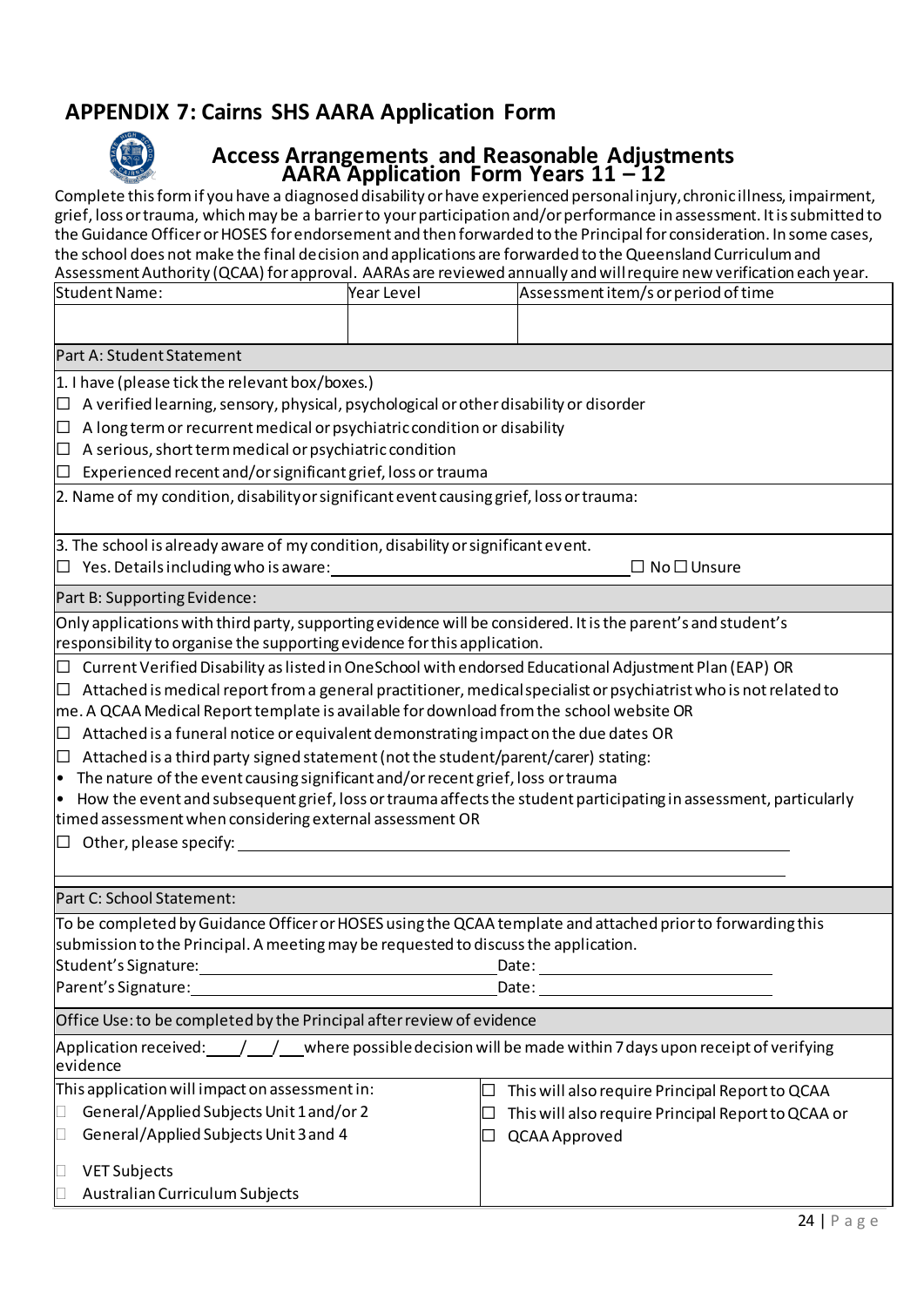# APPENDIX 7: Cairns SHS AARA Application Form

## Access Arrangements and Reasonable Adjustments AARA Application Form Years 11 – 12

Complete this form if you have a diagnosed disability or have experienced personal injury, chronic illness, impairment, grief, loss or trauma, which may be a barrier to your participation and/or performance in assessment. It is submitted to the Guidance Officer or HOSES for endorsement and then forwarded to the Principal for consideration. In some cases, the school does not make the final decision and applications are forwarded to the Queensland Curriculum and Assessment Authority (QCAA) for approval. AARAs are reviewed annually and will require new verification each year.

| Student Name: | Year Level | Assessment item/s or period of time |
|---|---|---|
| | | |

**Part A: Student Statement**

1. I have (please tick the relevant box/boxes.)

☐ A verified learning, sensory, physical, psychological or other disability or disorder
☐ A long term or recurrent medical or psychiatric condition or disability
☐ A serious, short term medical or psychiatric condition
☐ Experienced recent and/or significant grief, loss or trauma

2. Name of my condition, disability or significant event causing grief, loss or trauma:

3. The school is already aware of my condition, disability or significant event.

☐ Yes. Details including who is aware: ____________________ ☐ No ☐ Unsure

**Part B: Supporting Evidence:**

Only applications with third party, supporting evidence will be considered. It is the parent's and student's responsibility to organise the supporting evidence for this application.

☐ Current Verified Disability as listed in OneSchool with endorsed Educational Adjustment Plan (EAP) OR
☐ Attached is medical report from a general practitioner, medical specialist or psychiatrist who is not related to me. A QCAA Medical Report template is available for download from the school website OR
☐ Attached is a funeral notice or equivalent demonstrating impact on the due dates OR
☐ Attached is a third party signed statement (not the student/parent/carer) stating:

- The nature of the event causing significant and/or recent grief, loss or trauma
- How the event and subsequent grief, loss or trauma affects the student participating in assessment, particularly timed assessment when considering external assessment OR

☐ Other, please specify: ____________________

**Part C: School Statement:**

To be completed by Guidance Officer or HOSES using the QCAA template and attached prior to forwarding this submission to the Principal. A meeting may be requested to discuss the application.

Student's Signature: ____________________ Date: ____________________
Parent's Signature: ____________________ Date: ____________________

**Office Use: to be completed by the Principal after review of evidence**

Application received: ___/___/___ where possible decision will be made within 7 days upon receipt of verifying evidence

| This application will impact on assessment in: | |
|---|---|
| ☐ General/Applied Subjects Unit 1 and/or 2 | ☐ This will also require Principal Report to QCAA |
| ☐ General/Applied Subjects Unit 3 and 4 | ☐ This will also require Principal Report to QCAA or |
| ☐ VET Subjects | ☐ QCAA Approved |
| ☐ Australian Curriculum Subjects | |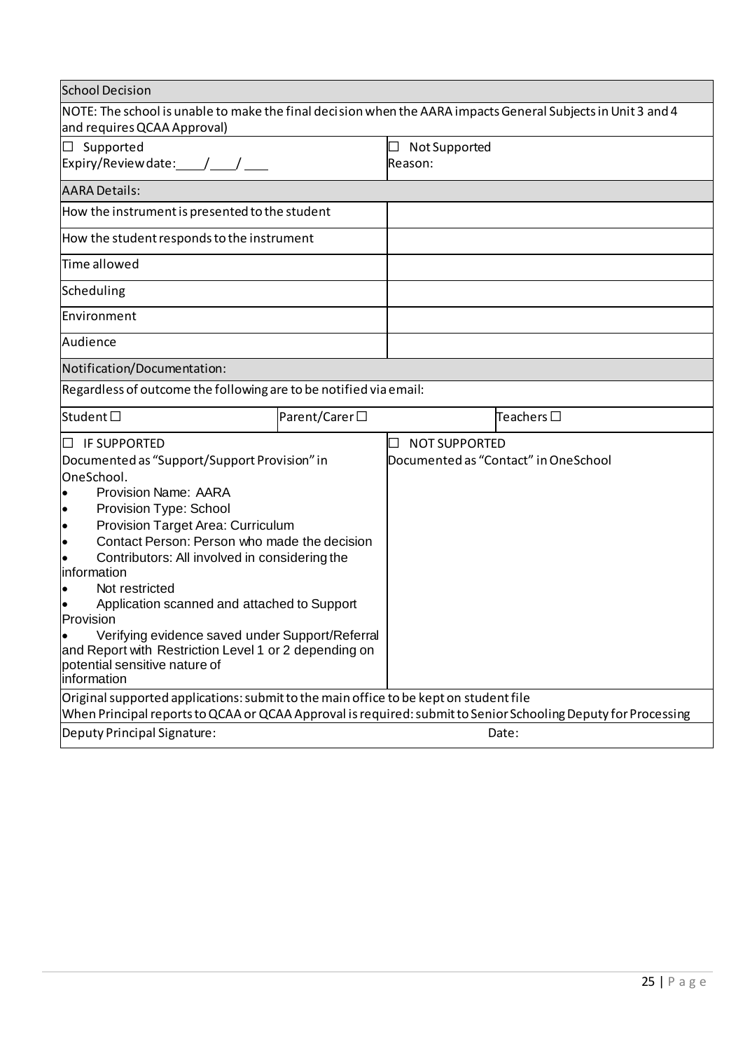| School Decision | | |
|---|---|---|
| NOTE: The school is unable to make the final decision when the AARA impacts General Subjects in Unit 3 and 4 and requires QCAA Approval) | | |
| ☐ Supported<br>Expiry/Review date: ___/___/___ | ☐ Not Supported<br>Reason: | |
| **AARA Details:** | | |
| How the instrument is presented to the student | | |
| How the student responds to the instrument | | |
| Time allowed | | |
| Scheduling | | |
| Environment | | |
| Audience | | |
| **Notification/Documentation:** | | |
| Regardless of outcome the following are to be notified via email: | | |
| Student ☐ | Parent/Carer ☐ | Teachers ☐ |
| ☐ IF SUPPORTED<br>Documented as "Support/Support Provision" in OneSchool.<br>• Provision Name: AARA<br>• Provision Type: School<br>• Provision Target Area: Curriculum<br>• Contact Person: Person who made the decision<br>• Contributors: All involved in considering the information<br>• Not restricted<br>• Application scanned and attached to Support Provision<br>• Verifying evidence saved under Support/Referral and Report with Restriction Level 1 or 2 depending on potential sensitive nature of information | ☐ NOT SUPPORTED<br>Documented as "Contact" in OneSchool | |
| Original supported applications: submit to the main office to be kept on student file<br>When Principal reports to QCAA or QCAA Approval is required: submit to Senior Schooling Deputy for Processing | | |
| Deputy Principal Signature: | | Date: |